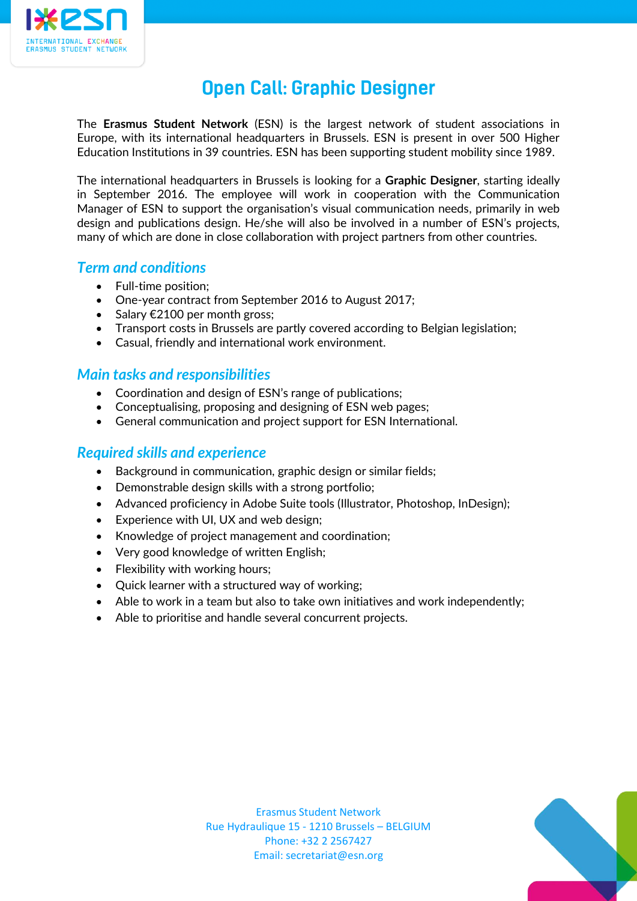# Open Call: Graphic Designer

The **Erasmus Student Network** (ESN) is the largest network of student associations in Europe, with its international headquarters in Brussels. ESN is present in over 500 Higher Education Institutions in 39 countries. ESN has been supporting student mobility since 1989.

The international headquarters in Brussels is looking for a **Graphic Designer**, starting ideally in September 2016. The employee will work in cooperation with the Communication Manager of ESN to support the organisation's visual communication needs, primarily in web design and publications design. He/she will also be involved in a number of ESN's projects, many of which are done in close collaboration with project partners from other countries.

## *Term and conditions*

- Full-time position;
- One-year contract from September 2016 to August 2017;
- Salary €2100 per month gross;
- Transport costs in Brussels are partly covered according to Belgian legislation;
- Casual, friendly and international work environment.

## *Main tasks and responsibilities*

- Coordination and design of ESN's range of publications;
- Conceptualising, proposing and designing of ESN web pages;
- General communication and project support for ESN International.

## *Required skills and experience*

- Background in communication, graphic design or similar fields;
- Demonstrable design skills with a strong portfolio;
- Advanced proficiency in Adobe Suite tools (Illustrator, Photoshop, InDesign);
- Experience with UI, UX and web design;
- Knowledge of project management and coordination;
- Very good knowledge of written English;
- Flexibility with working hours;
- Quick learner with a structured way of working;
- Able to work in a team but also to take own initiatives and work independently;
- Able to prioritise and handle several concurrent projects.

Erasmus Student Network
Rue Hydraulique 15 - 1210 Brussels – BELGIUM
Phone: +32 2 2567427
Email: secretariat@esn.org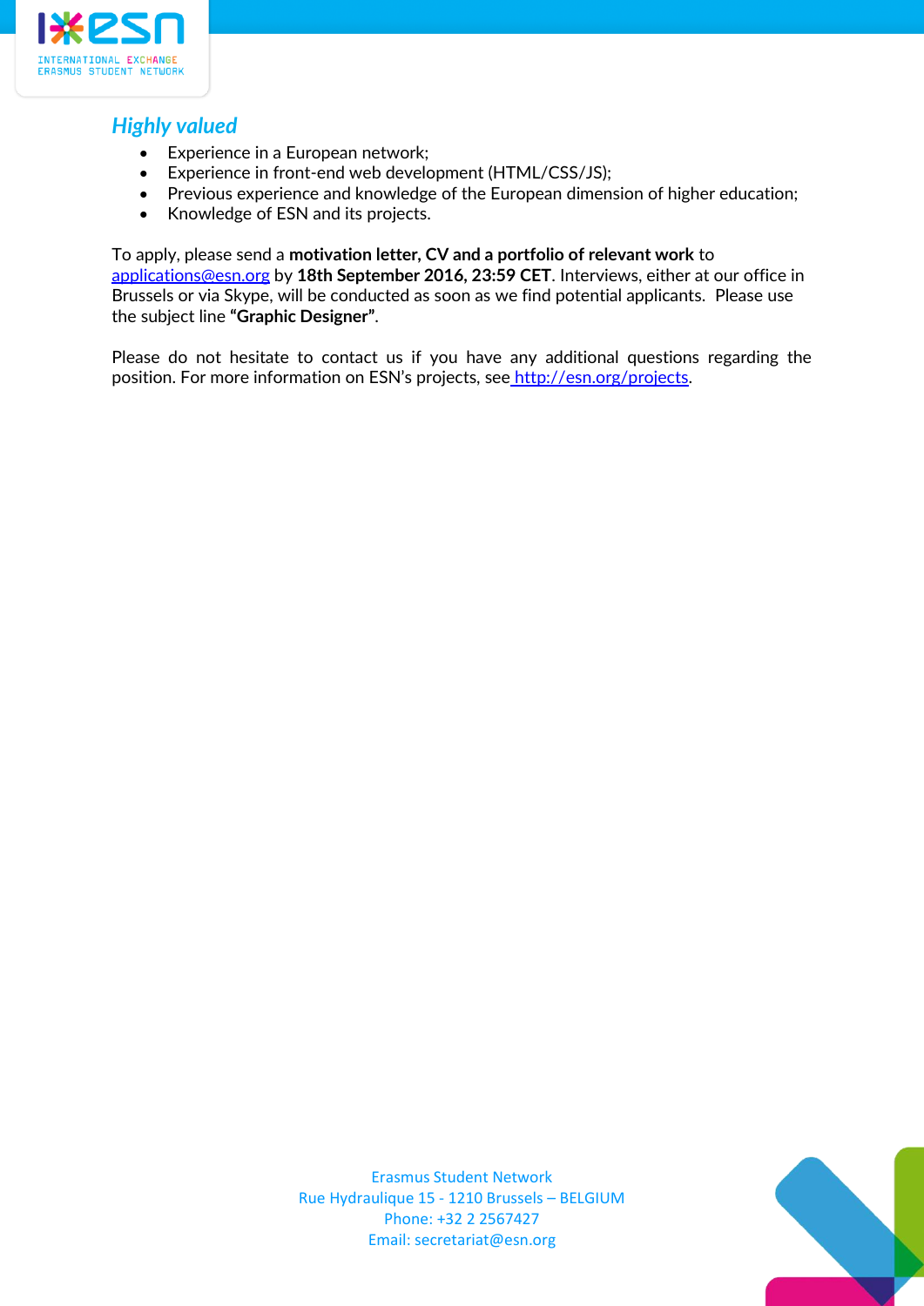## *Highly valued*

- Experience in a European network;
- Experience in front-end web development (HTML/CSS/JS);
- Previous experience and knowledge of the European dimension of higher education;
- Knowledge of ESN and its projects.

To apply, please send a **motivation letter, CV and a portfolio of relevant work** to applications@esn.org by **18th September 2016, 23:59 CET**. Interviews, either at our office in Brussels or via Skype, will be conducted as soon as we find potential applicants. Please use the subject line **"Graphic Designer"**.

Please do not hesitate to contact us if you have any additional questions regarding the position. For more information on ESN's projects, see http://esn.org/projects.

Erasmus Student Network
Rue Hydraulique 15 - 1210 Brussels – BELGIUM
Phone: +32 2 2567427
Email: secretariat@esn.org